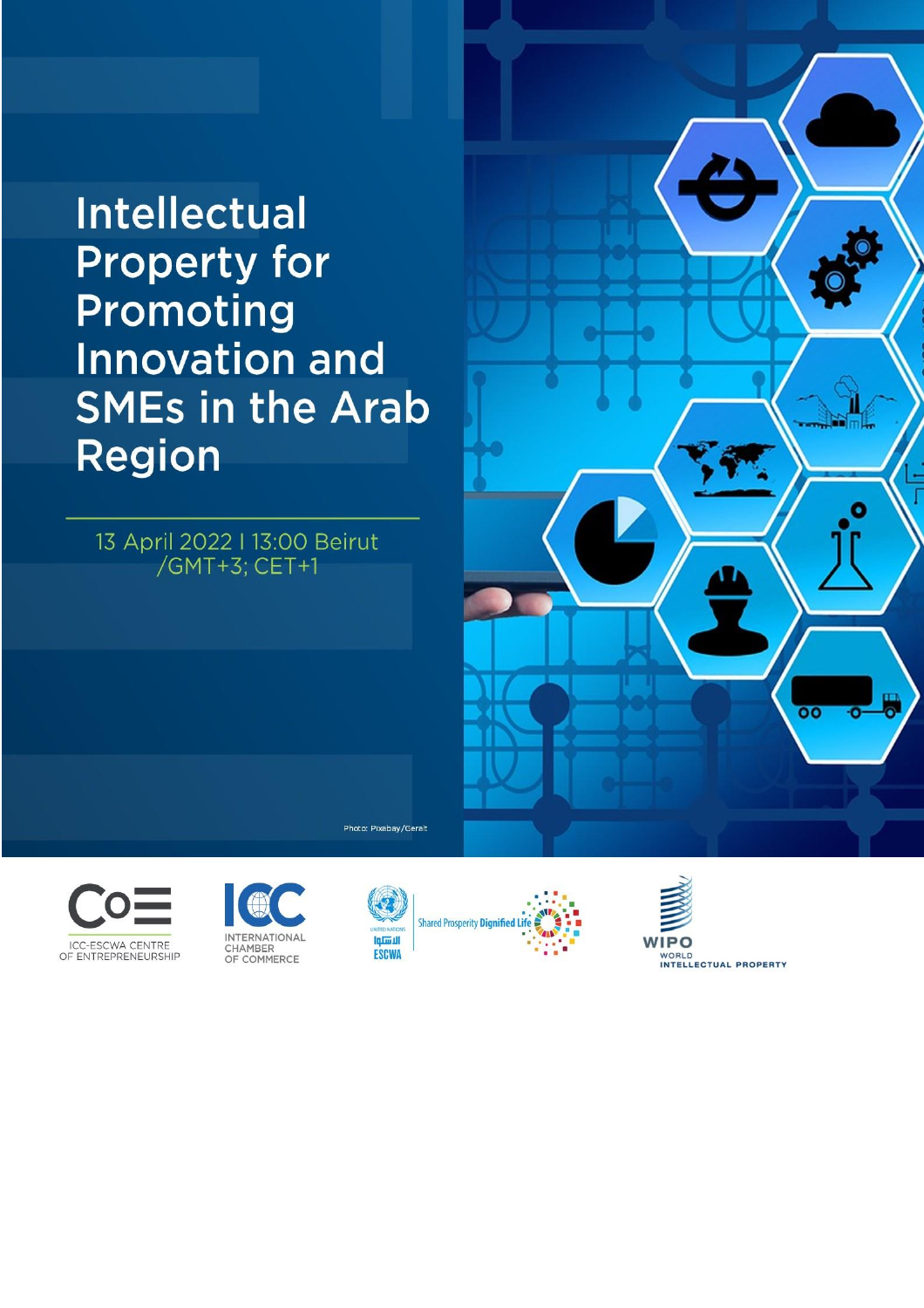# Intellectual Property for Promoting Innovation and SMEs in the Arab Region

13 April 2022 I 13:00 Beirut /GMT+3; CET+1

Photo: Pixabay/Gerait

ICC-ESCWA CENTRE OF ENTREPRENEURSHIP

INTERNATIONAL CHAMBER OF COMMERCE

UNITED NATIONS ESCWA الإسكوا

Shared Prosperity Dignified Life

WIPO WORLD INTELLECTUAL PROPERTY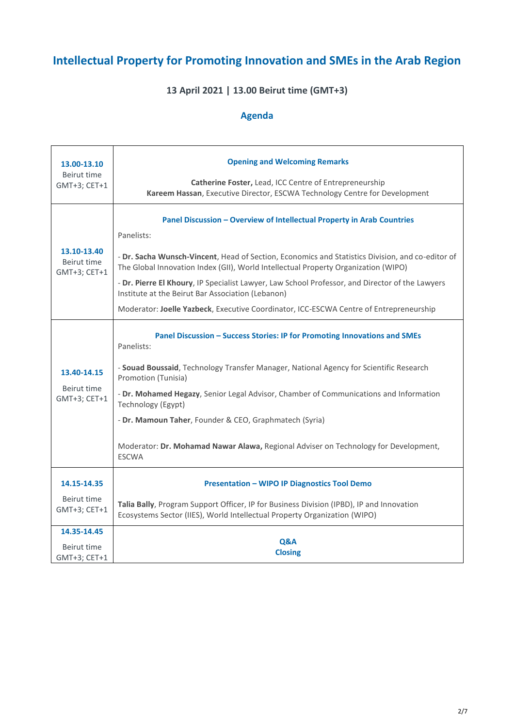# Intellectual Property for Promoting Innovation and SMEs in the Arab Region

**13 April 2021 | 13.00 Beirut time (GMT+3)**

## Agenda

| Time | Session |
|---|---|
| **13.00-13.10** Beirut time GMT+3; CET+1 | **Opening and Welcoming Remarks**<br><br>**Catherine Foster,** Lead, ICC Centre of Entrepreneurship<br>**Kareem Hassan**, Executive Director, ESCWA Technology Centre for Development |
| **13.10-13.40** Beirut time GMT+3; CET+1 | **Panel Discussion – Overview of Intellectual Property in Arab Countries**<br><br>Panelists:<br><br>- **Dr. Sacha Wunsch-Vincent**, Head of Section, Economics and Statistics Division, and co-editor of The Global Innovation Index (GII), World Intellectual Property Organization (WIPO)<br>- **Dr. Pierre El Khoury**, IP Specialist Lawyer, Law School Professor, and Director of the Lawyers Institute at the Beirut Bar Association (Lebanon)<br><br>Moderator: **Joelle Yazbeck**, Executive Coordinator, ICC-ESCWA Centre of Entrepreneurship |
| **13.40-14.15** Beirut time GMT+3; CET+1 | **Panel Discussion – Success Stories: IP for Promoting Innovations and SMEs**<br><br>Panelists:<br><br>- **Souad Boussaid**, Technology Transfer Manager, National Agency for Scientific Research Promotion (Tunisia)<br>- **Dr. Mohamed Hegazy**, Senior Legal Advisor, Chamber of Communications and Information Technology (Egypt)<br>- **Dr. Mamoun Taher**, Founder & CEO, Graphmatech (Syria)<br><br>Moderator: **Dr. Mohamad Nawar Alawa,** Regional Adviser on Technology for Development, ESCWA |
| **14.15-14.35** Beirut time GMT+3; CET+1 | **Presentation – WIPO IP Diagnostics Tool Demo**<br><br>**Talia Bally**, Program Support Officer, IP for Business Division (IPBD), IP and Innovation Ecosystems Sector (IIES), World Intellectual Property Organization (WIPO) |
| **14.35-14.45** Beirut time GMT+3; CET+1 | **Q&A**<br>**Closing** |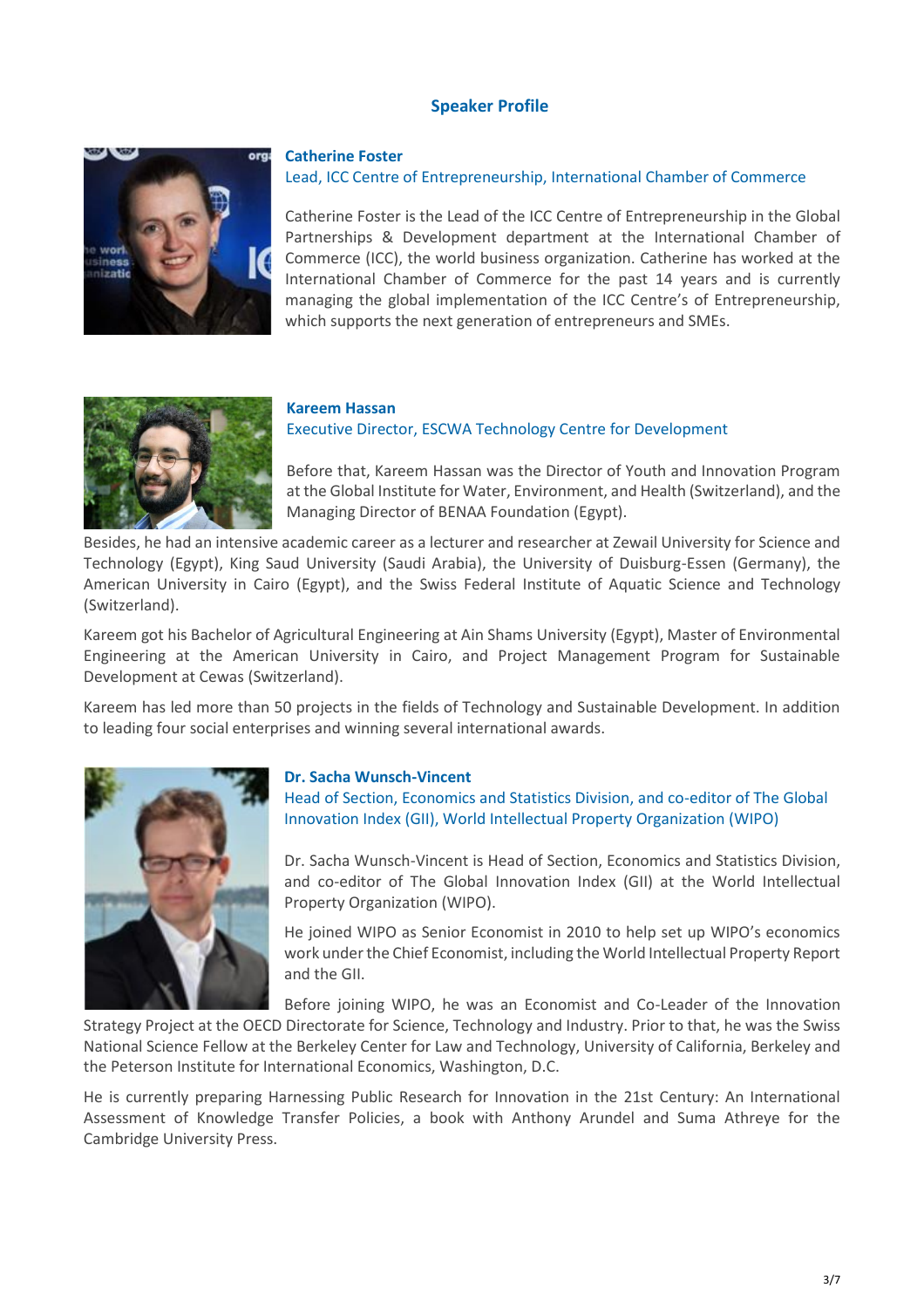## Speaker Profile

**Catherine Foster**
Lead, ICC Centre of Entrepreneurship, International Chamber of Commerce

Catherine Foster is the Lead of the ICC Centre of Entrepreneurship in the Global Partnerships & Development department at the International Chamber of Commerce (ICC), the world business organization. Catherine has worked at the International Chamber of Commerce for the past 14 years and is currently managing the global implementation of the ICC Centre's of Entrepreneurship, which supports the next generation of entrepreneurs and SMEs.

**Kareem Hassan**
Executive Director, ESCWA Technology Centre for Development

Before that, Kareem Hassan was the Director of Youth and Innovation Program at the Global Institute for Water, Environment, and Health (Switzerland), and the Managing Director of BENAA Foundation (Egypt).

Besides, he had an intensive academic career as a lecturer and researcher at Zewail University for Science and Technology (Egypt), King Saud University (Saudi Arabia), the University of Duisburg-Essen (Germany), the American University in Cairo (Egypt), and the Swiss Federal Institute of Aquatic Science and Technology (Switzerland).

Kareem got his Bachelor of Agricultural Engineering at Ain Shams University (Egypt), Master of Environmental Engineering at the American University in Cairo, and Project Management Program for Sustainable Development at Cewas (Switzerland).

Kareem has led more than 50 projects in the fields of Technology and Sustainable Development. In addition to leading four social enterprises and winning several international awards.

**Dr. Sacha Wunsch-Vincent**
Head of Section, Economics and Statistics Division, and co-editor of The Global Innovation Index (GII), World Intellectual Property Organization (WIPO)

Dr. Sacha Wunsch-Vincent is Head of Section, Economics and Statistics Division, and co-editor of The Global Innovation Index (GII) at the World Intellectual Property Organization (WIPO).

He joined WIPO as Senior Economist in 2010 to help set up WIPO's economics work under the Chief Economist, including the World Intellectual Property Report and the GII.

Before joining WIPO, he was an Economist and Co-Leader of the Innovation Strategy Project at the OECD Directorate for Science, Technology and Industry. Prior to that, he was the Swiss National Science Fellow at the Berkeley Center for Law and Technology, University of California, Berkeley and the Peterson Institute for International Economics, Washington, D.C.

He is currently preparing Harnessing Public Research for Innovation in the 21st Century: An International Assessment of Knowledge Transfer Policies, a book with Anthony Arundel and Suma Athreye for the Cambridge University Press.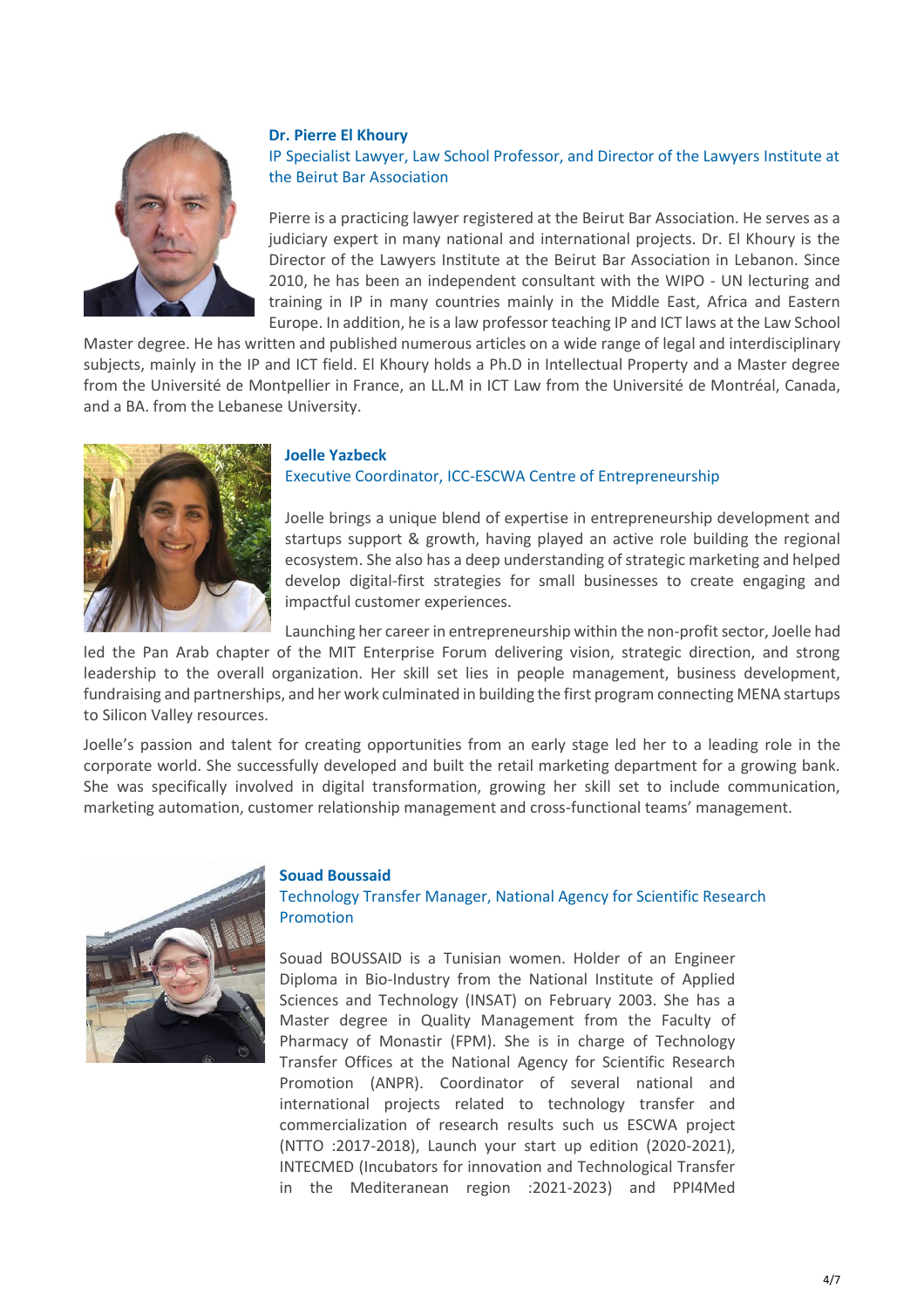**Dr. Pierre El Khoury**

IP Specialist Lawyer, Law School Professor, and Director of the Lawyers Institute at the Beirut Bar Association

Pierre is a practicing lawyer registered at the Beirut Bar Association. He serves as a judiciary expert in many national and international projects. Dr. El Khoury is the Director of the Lawyers Institute at the Beirut Bar Association in Lebanon. Since 2010, he has been an independent consultant with the WIPO - UN lecturing and training in IP in many countries mainly in the Middle East, Africa and Eastern Europe. In addition, he is a law professor teaching IP and ICT laws at the Law School Master degree. He has written and published numerous articles on a wide range of legal and interdisciplinary subjects, mainly in the IP and ICT field. El Khoury holds a Ph.D in Intellectual Property and a Master degree from the Université de Montpellier in France, an LL.M in ICT Law from the Université de Montréal, Canada, and a BA. from the Lebanese University.

**Joelle Yazbeck**

Executive Coordinator, ICC-ESCWA Centre of Entrepreneurship

Joelle brings a unique blend of expertise in entrepreneurship development and startups support & growth, having played an active role building the regional ecosystem. She also has a deep understanding of strategic marketing and helped develop digital-first strategies for small businesses to create engaging and impactful customer experiences.

Launching her career in entrepreneurship within the non-profit sector, Joelle had led the Pan Arab chapter of the MIT Enterprise Forum delivering vision, strategic direction, and strong leadership to the overall organization. Her skill set lies in people management, business development, fundraising and partnerships, and her work culminated in building the first program connecting MENA startups to Silicon Valley resources.

Joelle's passion and talent for creating opportunities from an early stage led her to a leading role in the corporate world. She successfully developed and built the retail marketing department for a growing bank. She was specifically involved in digital transformation, growing her skill set to include communication, marketing automation, customer relationship management and cross-functional teams' management.

**Souad Boussaid**

Technology Transfer Manager, National Agency for Scientific Research Promotion

Souad BOUSSAID is a Tunisian women. Holder of an Engineer Diploma in Bio-Industry from the National Institute of Applied Sciences and Technology (INSAT) on February 2003. She has a Master degree in Quality Management from the Faculty of Pharmacy of Monastir (FPM). She is in charge of Technology Transfer Offices at the National Agency for Scientific Research Promotion (ANPR). Coordinator of several national and international projects related to technology transfer and commercialization of research results such us ESCWA project (NTTO :2017-2018), Launch your start up edition (2020-2021), INTECMED (Incubators for innovation and Technological Transfer in the Mediteranean region :2021-2023) and PPI4Med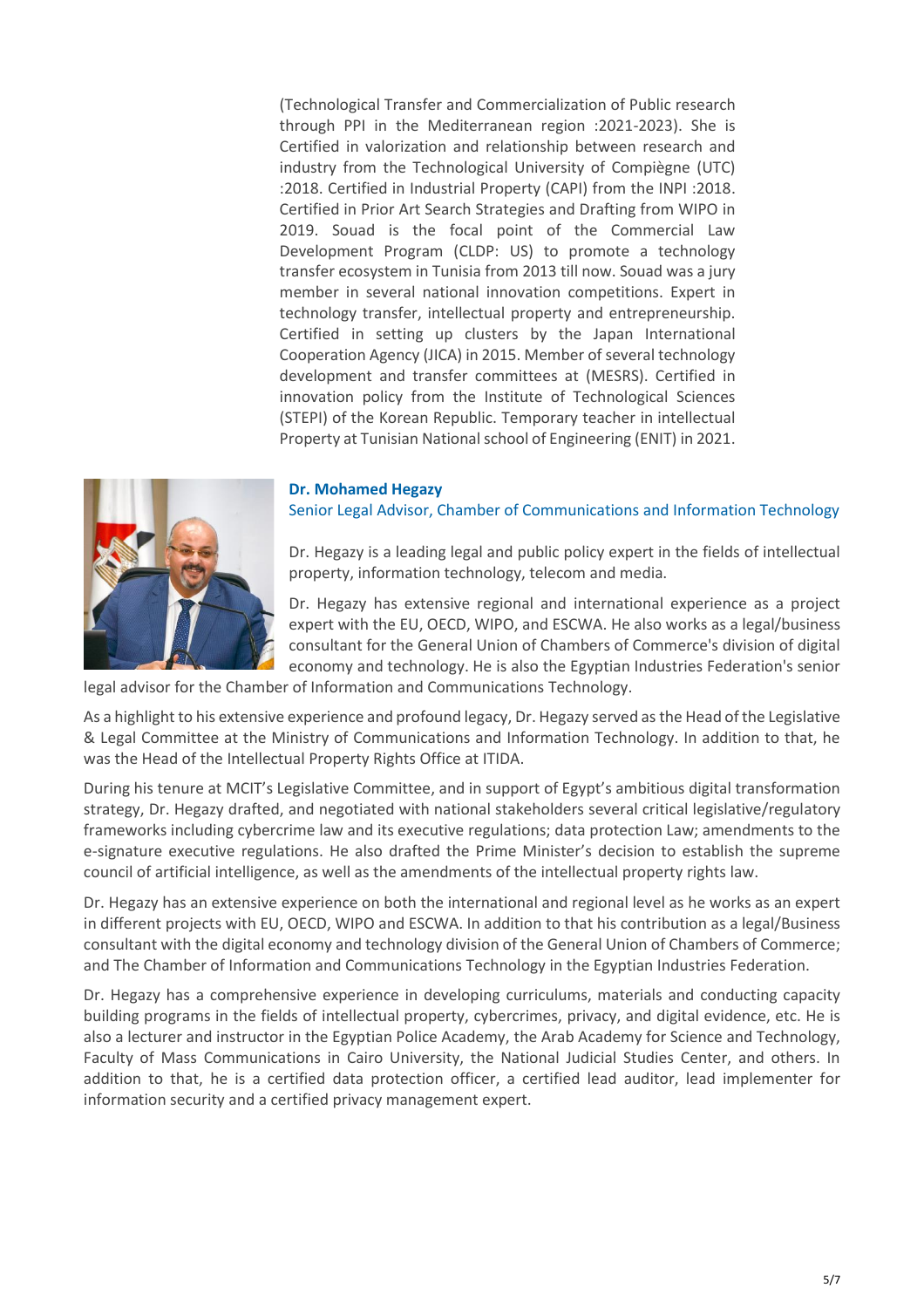(Technological Transfer and Commercialization of Public research through PPI in the Mediterranean region :2021-2023). She is Certified in valorization and relationship between research and industry from the Technological University of Compiègne (UTC) :2018. Certified in Industrial Property (CAPI) from the INPI :2018. Certified in Prior Art Search Strategies and Drafting from WIPO in 2019. Souad is the focal point of the Commercial Law Development Program (CLDP: US) to promote a technology transfer ecosystem in Tunisia from 2013 till now. Souad was a jury member in several national innovation competitions. Expert in technology transfer, intellectual property and entrepreneurship. Certified in setting up clusters by the Japan International Cooperation Agency (JICA) in 2015. Member of several technology development and transfer committees at (MESRS). Certified in innovation policy from the Institute of Technological Sciences (STEPI) of the Korean Republic. Temporary teacher in intellectual Property at Tunisian National school of Engineering (ENIT) in 2021.

**Dr. Mohamed Hegazy**
Senior Legal Advisor, Chamber of Communications and Information Technology

Dr. Hegazy is a leading legal and public policy expert in the fields of intellectual property, information technology, telecom and media.

Dr. Hegazy has extensive regional and international experience as a project expert with the EU, OECD, WIPO, and ESCWA. He also works as a legal/business consultant for the General Union of Chambers of Commerce's division of digital economy and technology. He is also the Egyptian Industries Federation's senior legal advisor for the Chamber of Information and Communications Technology.

As a highlight to his extensive experience and profound legacy, Dr. Hegazy served as the Head of the Legislative & Legal Committee at the Ministry of Communications and Information Technology. In addition to that, he was the Head of the Intellectual Property Rights Office at ITIDA.

During his tenure at MCIT's Legislative Committee, and in support of Egypt's ambitious digital transformation strategy, Dr. Hegazy drafted, and negotiated with national stakeholders several critical legislative/regulatory frameworks including cybercrime law and its executive regulations; data protection Law; amendments to the e-signature executive regulations. He also drafted the Prime Minister's decision to establish the supreme council of artificial intelligence, as well as the amendments of the intellectual property rights law.

Dr. Hegazy has an extensive experience on both the international and regional level as he works as an expert in different projects with EU, OECD, WIPO and ESCWA. In addition to that his contribution as a legal/Business consultant with the digital economy and technology division of the General Union of Chambers of Commerce; and The Chamber of Information and Communications Technology in the Egyptian Industries Federation.

Dr. Hegazy has a comprehensive experience in developing curriculums, materials and conducting capacity building programs in the fields of intellectual property, cybercrimes, privacy, and digital evidence, etc. He is also a lecturer and instructor in the Egyptian Police Academy, the Arab Academy for Science and Technology, Faculty of Mass Communications in Cairo University, the National Judicial Studies Center, and others. In addition to that, he is a certified data protection officer, a certified lead auditor, lead implementer for information security and a certified privacy management expert.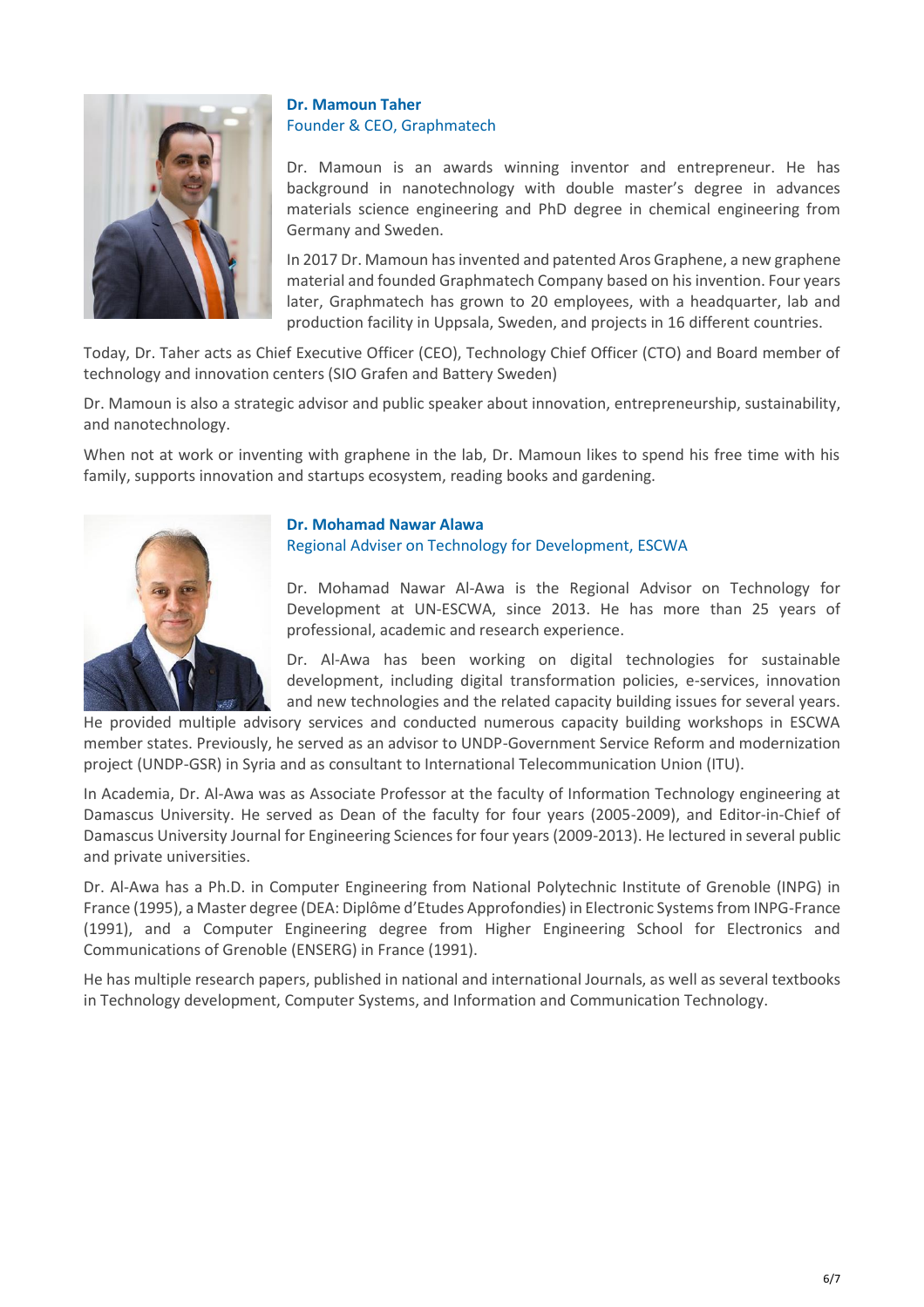**Dr. Mamoun Taher**
Founder & CEO, Graphmatech

Dr. Mamoun is an awards winning inventor and entrepreneur. He has background in nanotechnology with double master's degree in advances materials science engineering and PhD degree in chemical engineering from Germany and Sweden.

In 2017 Dr. Mamoun has invented and patented Aros Graphene, a new graphene material and founded Graphmatech Company based on his invention. Four years later, Graphmatech has grown to 20 employees, with a headquarter, lab and production facility in Uppsala, Sweden, and projects in 16 different countries.

Today, Dr. Taher acts as Chief Executive Officer (CEO), Technology Chief Officer (CTO) and Board member of technology and innovation centers (SIO Grafen and Battery Sweden)

Dr. Mamoun is also a strategic advisor and public speaker about innovation, entrepreneurship, sustainability, and nanotechnology.

When not at work or inventing with graphene in the lab, Dr. Mamoun likes to spend his free time with his family, supports innovation and startups ecosystem, reading books and gardening.

**Dr. Mohamad Nawar Alawa**
Regional Adviser on Technology for Development, ESCWA

Dr. Mohamad Nawar Al-Awa is the Regional Advisor on Technology for Development at UN-ESCWA, since 2013. He has more than 25 years of professional, academic and research experience.

Dr. Al-Awa has been working on digital technologies for sustainable development, including digital transformation policies, e-services, innovation and new technologies and the related capacity building issues for several years. He provided multiple advisory services and conducted numerous capacity building workshops in ESCWA member states. Previously, he served as an advisor to UNDP-Government Service Reform and modernization project (UNDP-GSR) in Syria and as consultant to International Telecommunication Union (ITU).

In Academia, Dr. Al-Awa was as Associate Professor at the faculty of Information Technology engineering at Damascus University. He served as Dean of the faculty for four years (2005-2009), and Editor-in-Chief of Damascus University Journal for Engineering Sciences for four years (2009-2013). He lectured in several public and private universities.

Dr. Al-Awa has a Ph.D. in Computer Engineering from National Polytechnic Institute of Grenoble (INPG) in France (1995), a Master degree (DEA: Diplôme d'Etudes Approfondies) in Electronic Systems from INPG-France (1991), and a Computer Engineering degree from Higher Engineering School for Electronics and Communications of Grenoble (ENSERG) in France (1991).

He has multiple research papers, published in national and international Journals, as well as several textbooks in Technology development, Computer Systems, and Information and Communication Technology.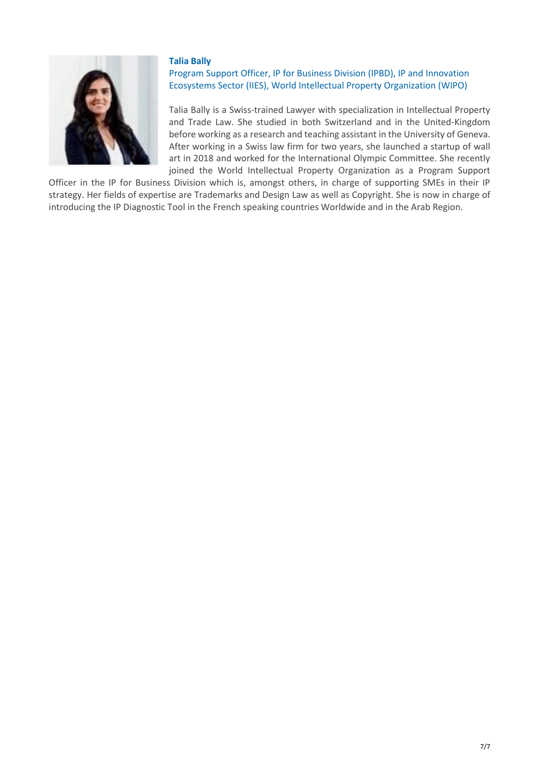**Talia Bally**

Program Support Officer, IP for Business Division (IPBD), IP and Innovation Ecosystems Sector (IIES), World Intellectual Property Organization (WIPO)

Talia Bally is a Swiss-trained Lawyer with specialization in Intellectual Property and Trade Law. She studied in both Switzerland and in the United-Kingdom before working as a research and teaching assistant in the University of Geneva. After working in a Swiss law firm for two years, she launched a startup of wall art in 2018 and worked for the International Olympic Committee. She recently joined the World Intellectual Property Organization as a Program Support Officer in the IP for Business Division which is, amongst others, in charge of supporting SMEs in their IP strategy. Her fields of expertise are Trademarks and Design Law as well as Copyright. She is now in charge of introducing the IP Diagnostic Tool in the French speaking countries Worldwide and in the Arab Region.